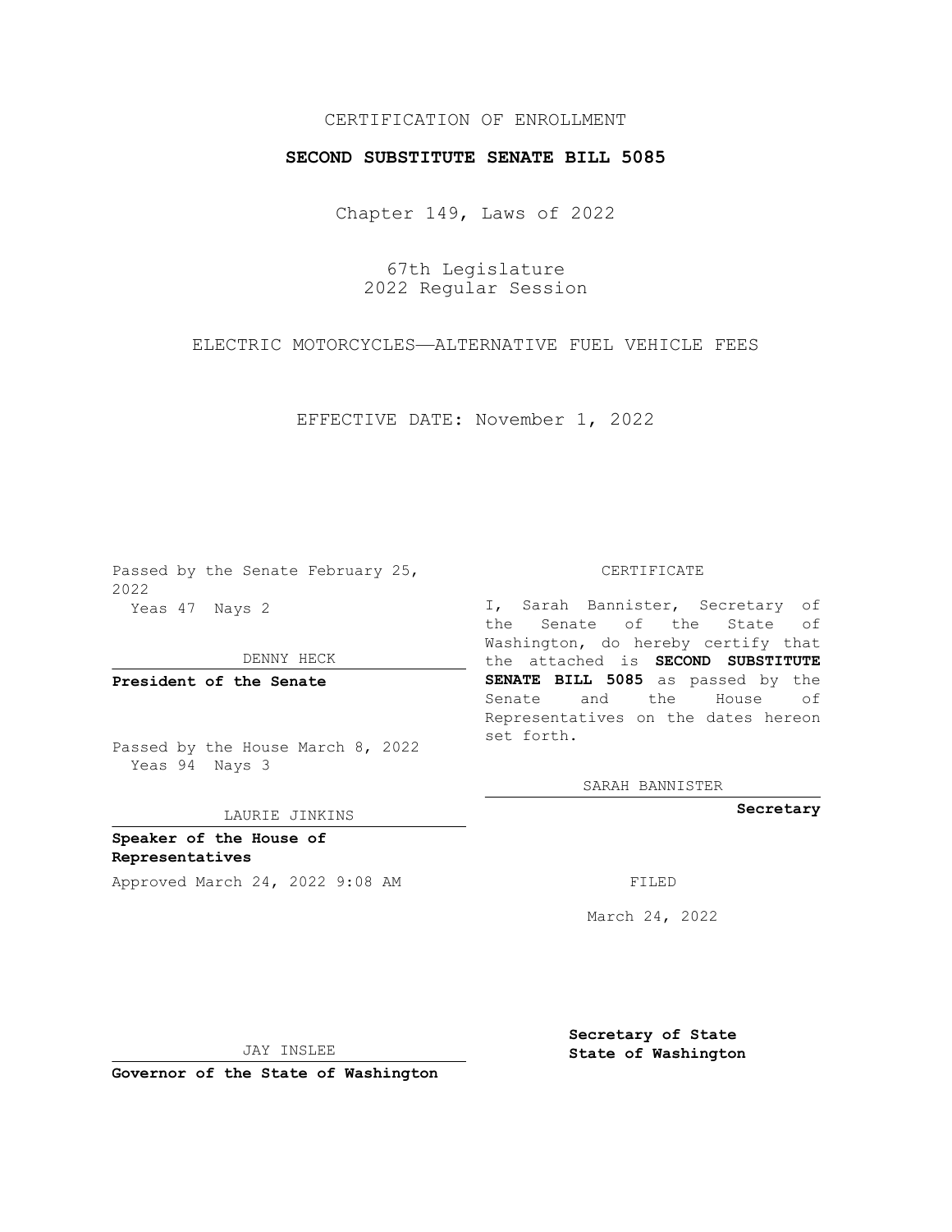CERTIFICATION OF ENROLLMENT

**SECOND SUBSTITUTE SENATE BILL 5085**

Chapter 149, Laws of 2022

67th Legislature
2022 Regular Session

ELECTRIC MOTORCYCLES—ALTERNATIVE FUEL VEHICLE FEES

EFFECTIVE DATE: November 1, 2022

Passed by the Senate February 25, 2022
Yeas 47 Nays 2

DENNY HECK

**President of the Senate**

Passed by the House March 8, 2022
Yeas 94 Nays 3

LAURIE JINKINS

**Speaker of the House of Representatives**

Approved March 24, 2022 9:08 AM

JAY INSLEE

**Governor of the State of Washington**

CERTIFICATE

I, Sarah Bannister, Secretary of the Senate of the State of Washington, do hereby certify that the attached is **SECOND SUBSTITUTE SENATE BILL 5085** as passed by the Senate and the House of Representatives on the dates hereon set forth.

SARAH BANNISTER

**Secretary**

FILED

March 24, 2022

**Secretary of State**
**State of Washington**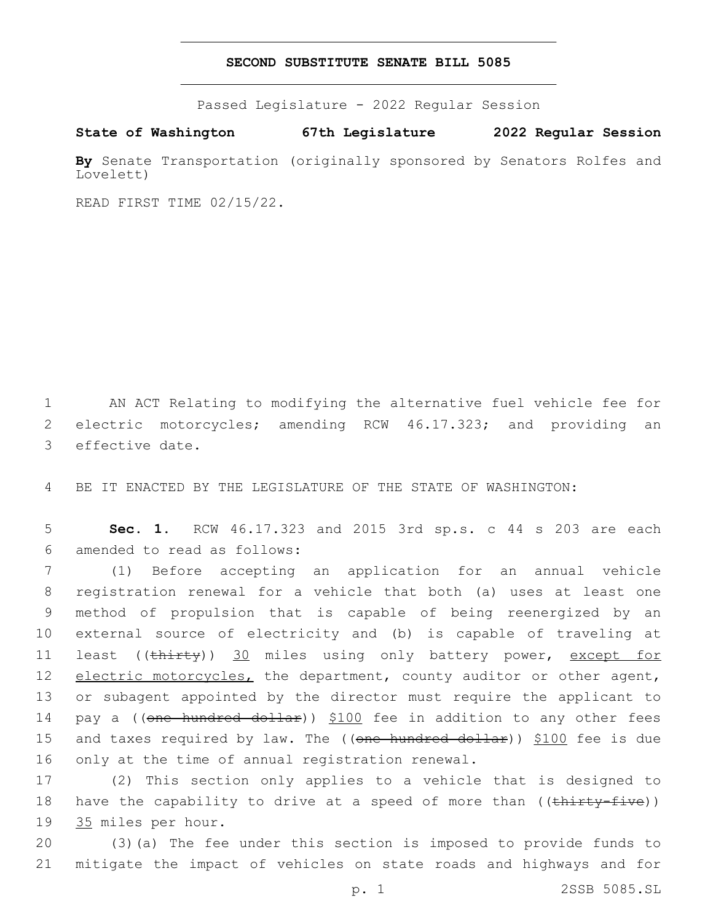**SECOND SUBSTITUTE SENATE BILL 5085**

Passed Legislature - 2022 Regular Session

**State of Washington 67th Legislature 2022 Regular Session**

**By** Senate Transportation (originally sponsored by Senators Rolfes and Lovelett)

READ FIRST TIME 02/15/22.

AN ACT Relating to modifying the alternative fuel vehicle fee for electric motorcycles; amending RCW 46.17.323; and providing an effective date.

BE IT ENACTED BY THE LEGISLATURE OF THE STATE OF WASHINGTON:

**Sec. 1.** RCW 46.17.323 and 2015 3rd sp.s. c 44 s 203 are each amended to read as follows:

(1) Before accepting an application for an annual vehicle registration renewal for a vehicle that both (a) uses at least one method of propulsion that is capable of being reenergized by an external source of electricity and (b) is capable of traveling at least ((~~thirty~~)) 30 miles using only battery power, except for electric motorcycles, the department, county auditor or other agent, or subagent appointed by the director must require the applicant to pay a ((~~one hundred dollar~~)) $100 fee in addition to any other fees and taxes required by law. The ((~~one hundred dollar~~)) $100 fee is due only at the time of annual registration renewal.

(2) This section only applies to a vehicle that is designed to have the capability to drive at a speed of more than ((~~thirty-five~~)) 35 miles per hour.

(3)(a) The fee under this section is imposed to provide funds to mitigate the impact of vehicles on state roads and highways and for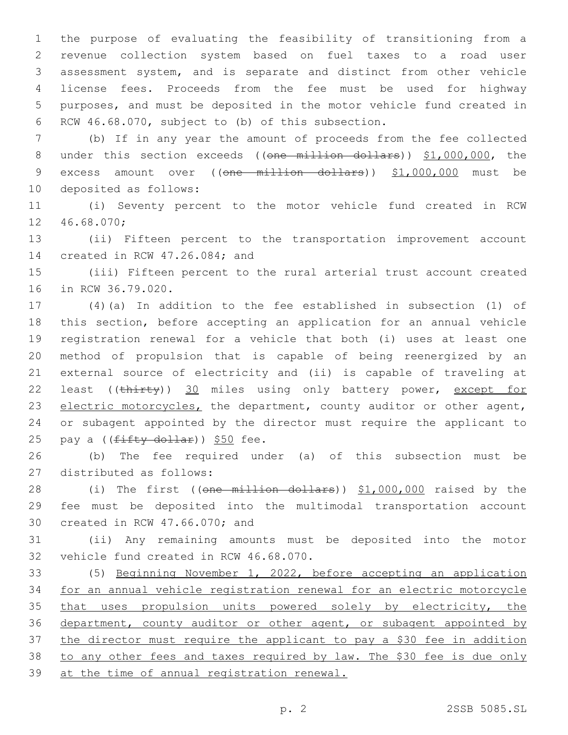the purpose of evaluating the feasibility of transitioning from a revenue collection system based on fuel taxes to a road user assessment system, and is separate and distinct from other vehicle license fees. Proceeds from the fee must be used for highway purposes, and must be deposited in the motor vehicle fund created in RCW 46.68.070, subject to (b) of this subsection.

(b) If in any year the amount of proceeds from the fee collected under this section exceeds ((~~one million dollars~~)) <u>$1,000,000</u>, the excess amount over ((~~one million dollars~~)) <u>$1,000,000</u> must be deposited as follows:

(i) Seventy percent to the motor vehicle fund created in RCW 46.68.070;

(ii) Fifteen percent to the transportation improvement account created in RCW 47.26.084; and

(iii) Fifteen percent to the rural arterial trust account created in RCW 36.79.020.

(4)(a) In addition to the fee established in subsection (1) of this section, before accepting an application for an annual vehicle registration renewal for a vehicle that both (i) uses at least one method of propulsion that is capable of being reenergized by an external source of electricity and (ii) is capable of traveling at least ((~~thirty~~)) <u>30</u> miles using only battery power, <u>except for electric motorcycles,</u> the department, county auditor or other agent, or subagent appointed by the director must require the applicant to pay a ((~~fifty dollar~~)) <u>$50</u> fee.

(b) The fee required under (a) of this subsection must be distributed as follows:

(i) The first ((~~one million dollars~~)) <u>$1,000,000</u> raised by the fee must be deposited into the multimodal transportation account created in RCW 47.66.070; and

(ii) Any remaining amounts must be deposited into the motor vehicle fund created in RCW 46.68.070.

(5) <u>Beginning November 1, 2022, before accepting an application for an annual vehicle registration renewal for an electric motorcycle that uses propulsion units powered solely by electricity, the department, county auditor or other agent, or subagent appointed by the director must require the applicant to pay a $30 fee in addition to any other fees and taxes required by law. The $30 fee is due only at the time of annual registration renewal.</u>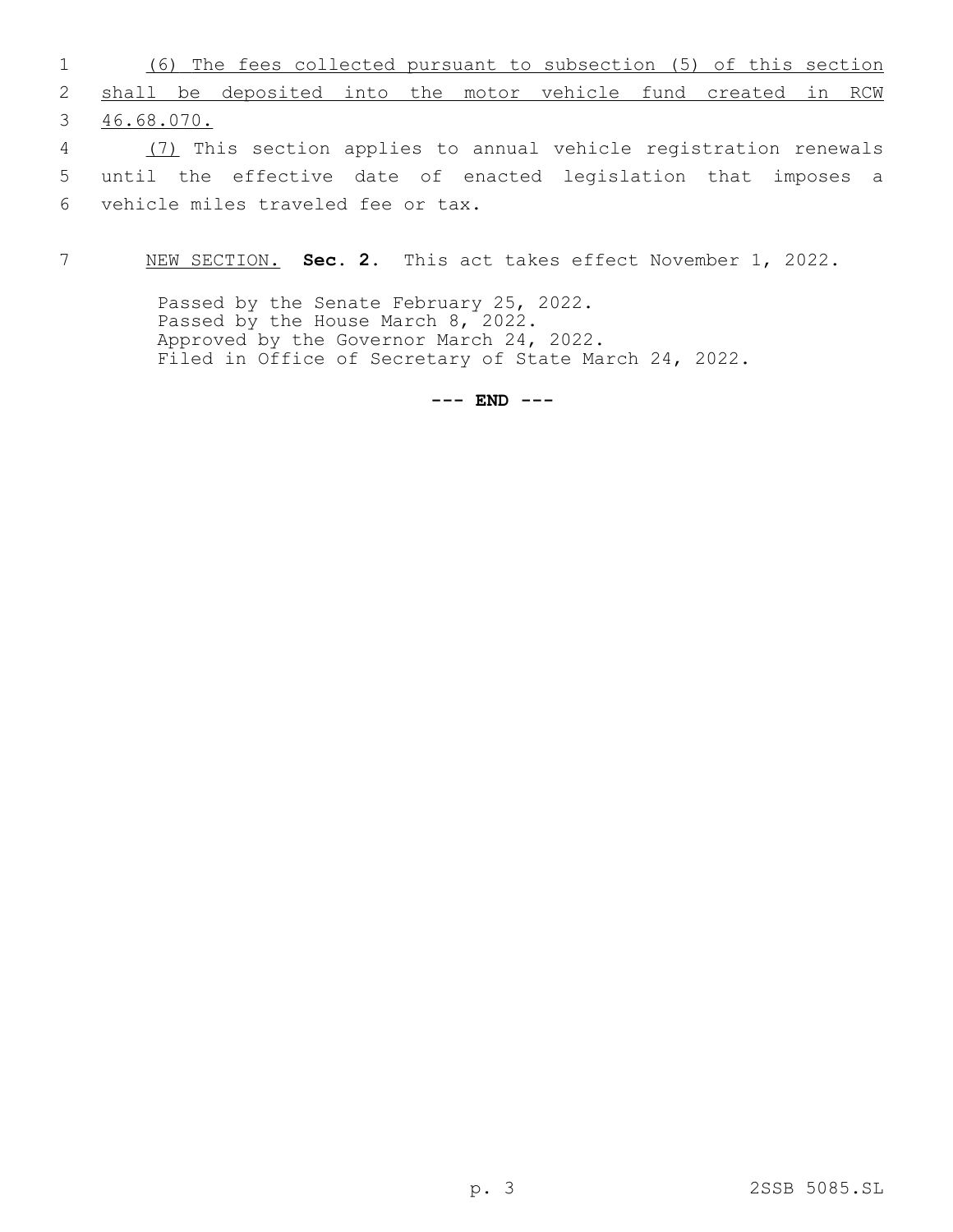(6) The fees collected pursuant to subsection (5) of this section shall be deposited into the motor vehicle fund created in RCW 46.68.070.

(7) This section applies to annual vehicle registration renewals until the effective date of enacted legislation that imposes a vehicle miles traveled fee or tax.

NEW SECTION. **Sec. 2.** This act takes effect November 1, 2022.

Passed by the Senate February 25, 2022.
Passed by the House March 8, 2022.
Approved by the Governor March 24, 2022.
Filed in Office of Secretary of State March 24, 2022.

**--- END ---**